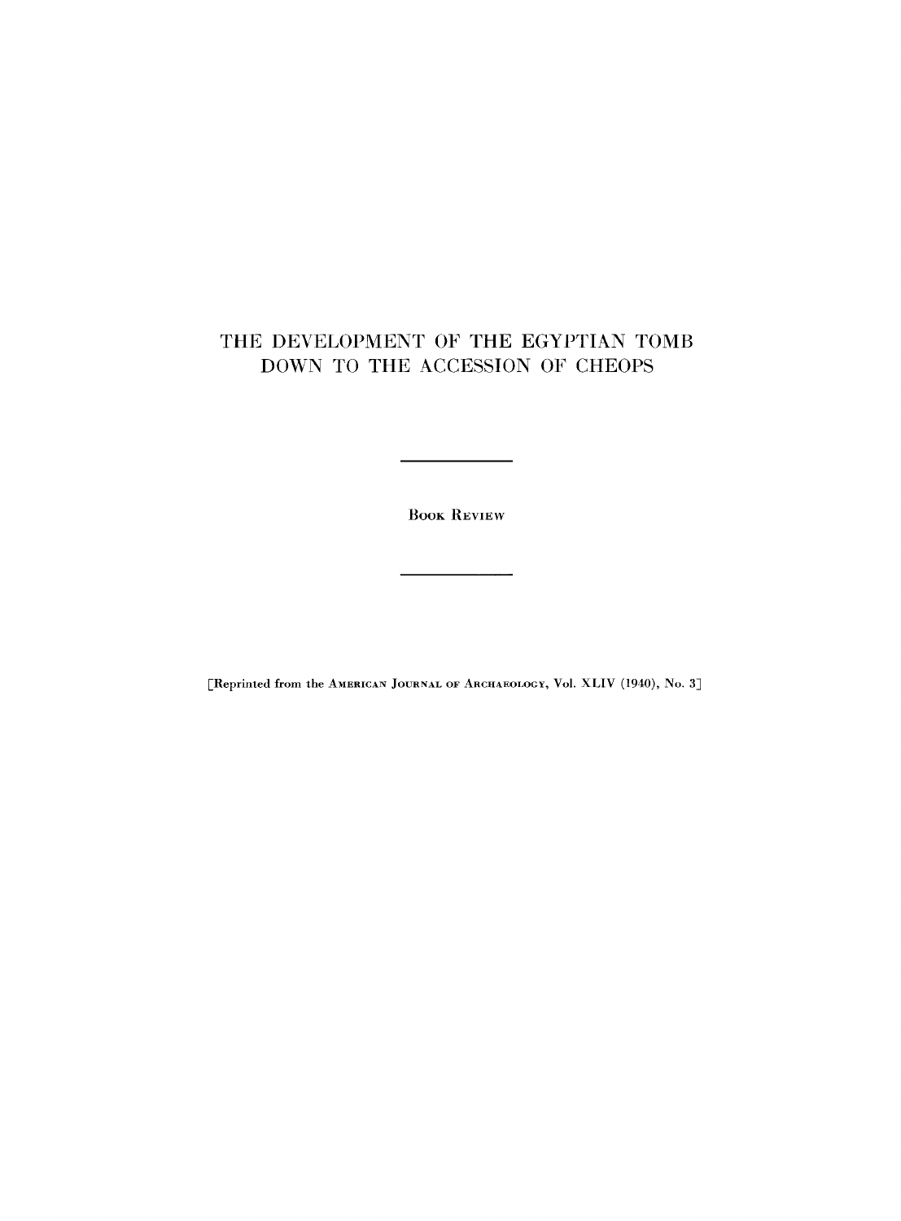# THE DEVELOPMENT OF THE EGYPTIAN TOMB DOWN TO THE ACCESSION OF CHEOPS

---

BOOK REVIEW

---

[Reprinted from the AMERICAN JOURNAL OF ARCHAEOLOGY, Vol. XLIV (1940), No. 3]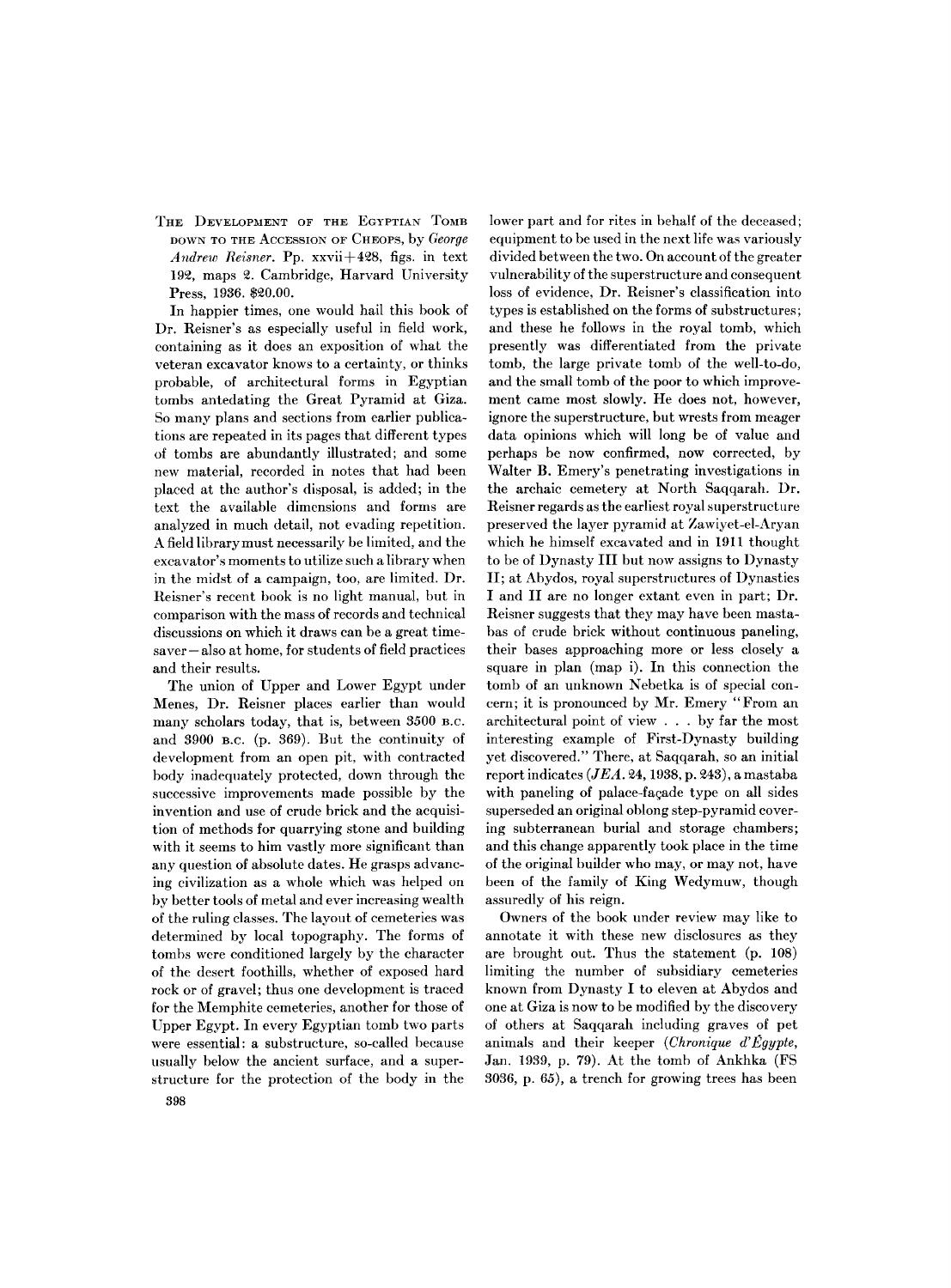**The Development of the Egyptian Tomb down to the Accession of Cheops**, by *George Andrew Reisner*. Pp. xxvii+428, figs. in text 192, maps 2. Cambridge, Harvard University Press, 1936. $20.00.

In happier times, one would hail this book of Dr. Reisner's as especially useful in field work, containing as it does an exposition of what the veteran excavator knows to a certainty, or thinks probable, of architectural forms in Egyptian tombs antedating the Great Pyramid at Giza. So many plans and sections from earlier publications are repeated in its pages that different types of tombs are abundantly illustrated; and some new material, recorded in notes that had been placed at the author's disposal, is added; in the text the available dimensions and forms are analyzed in much detail, not evading repetition. A field library must necessarily be limited, and the excavator's moments to utilize such a library when in the midst of a campaign, too, are limited. Dr. Reisner's recent book is no light manual, but in comparison with the mass of records and technical discussions on which it draws can be a great time-saver—also at home, for students of field practices and their results.

The union of Upper and Lower Egypt under Menes, Dr. Reisner places earlier than would many scholars today, that is, between 3500 B.C. and 3900 B.C. (p. 369). But the continuity of development from an open pit, with contracted body inadequately protected, down through the successive improvements made possible by the invention and use of crude brick and the acquisition of methods for quarrying stone and building with it seems to him vastly more significant than any question of absolute dates. He grasps advancing civilization as a whole which was helped on by better tools of metal and ever increasing wealth of the ruling classes. The layout of cemeteries was determined by local topography. The forms of tombs were conditioned largely by the character of the desert foothills, whether of exposed hard rock or of gravel; thus one development is traced for the Memphite cemeteries, another for those of Upper Egypt. In every Egyptian tomb two parts were essential: a substructure, so-called because usually below the ancient surface, and a superstructure for the protection of the body in the lower part and for rites in behalf of the deceased; equipment to be used in the next life was variously divided between the two. On account of the greater vulnerability of the superstructure and consequent loss of evidence, Dr. Reisner's classification into types is established on the forms of substructures; and these he follows in the royal tomb, which presently was differentiated from the private tomb, the large private tomb of the well-to-do, and the small tomb of the poor to which improvement came most slowly. He does not, however, ignore the superstructure, but wrests from meager data opinions which will long be of value and perhaps be now confirmed, now corrected, by Walter B. Emery's penetrating investigations in the archaic cemetery at North Saqqarah. Dr. Reisner regards as the earliest royal superstructure preserved the layer pyramid at Zawiyet-el-Aryan which he himself excavated and in 1911 thought to be of Dynasty III but now assigns to Dynasty II; at Abydos, royal superstructures of Dynasties I and II are no longer extant even in part; Dr. Reisner suggests that they may have been mastabas of crude brick without continuous paneling, their bases approaching more or less closely a square in plan (map i). In this connection the tomb of an unknown Nebetka is of special concern; it is pronounced by Mr. Emery "From an architectural point of view . . . by far the most interesting example of First-Dynasty building yet discovered." There, at Saqqarah, so an initial report indicates (*JEA*. 24, 1938, p. 243), a mastaba with paneling of palace-façade type on all sides superseded an original oblong step-pyramid covering subterranean burial and storage chambers; and this change apparently took place in the time of the original builder who may, or may not, have been of the family of King Wedymuw, though assuredly of his reign.

Owners of the book under review may like to annotate it with these new disclosures as they are brought out. Thus the statement (p. 108) limiting the number of subsidiary cemeteries known from Dynasty I to eleven at Abydos and one at Giza is now to be modified by the discovery of others at Saqqarah including graves of pet animals and their keeper (*Chronique d'Égypte*, Jan. 1939, p. 79). At the tomb of Ankhka (FS 3036, p. 65), a trench for growing trees has been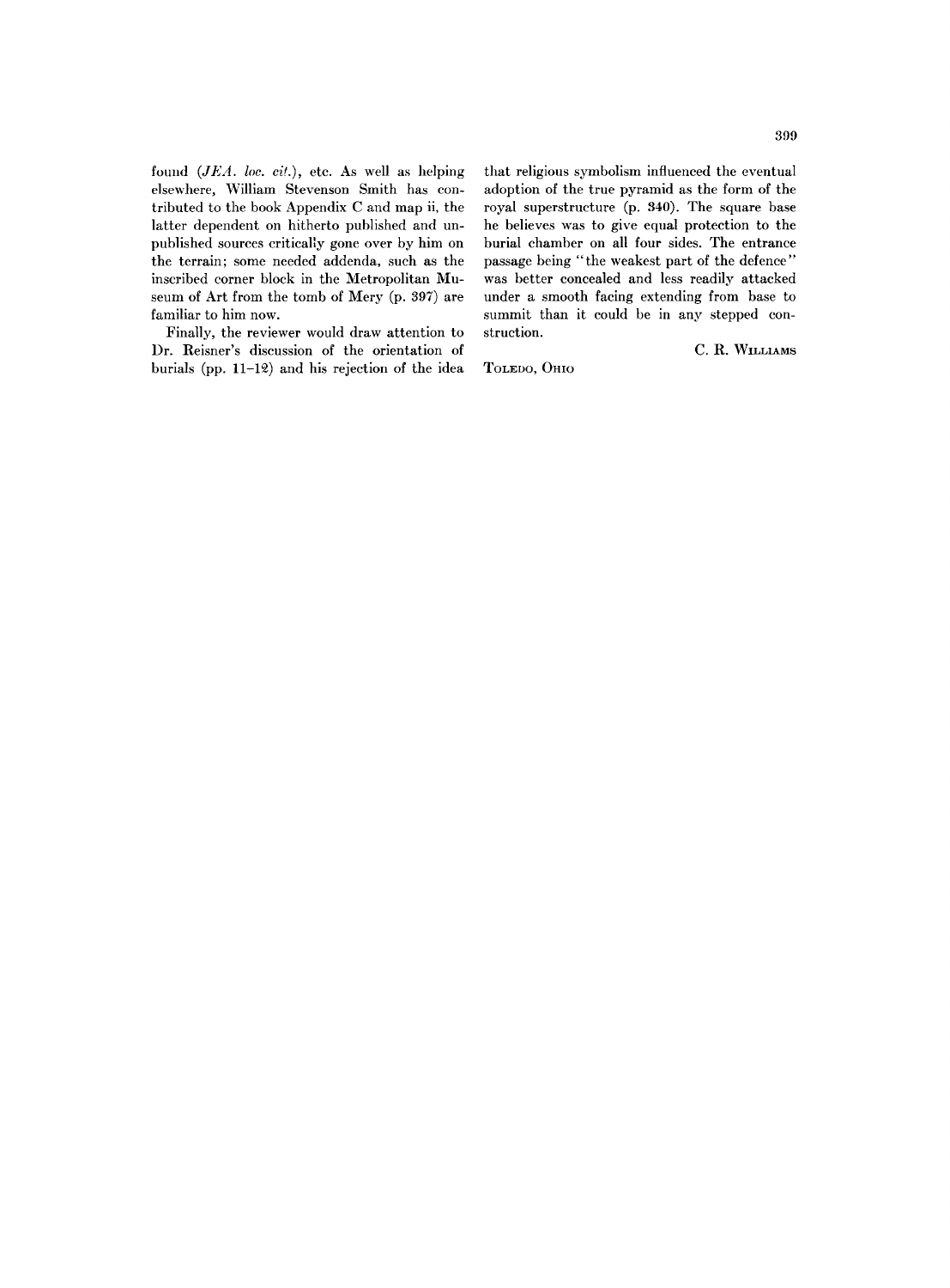found (*JEA. loc. cit.*), etc. As well as helping elsewhere, William Stevenson Smith has contributed to the book Appendix C and map ii, the latter dependent on hitherto published and unpublished sources critically gone over by him on the terrain; some needed addenda, such as the inscribed corner block in the Metropolitan Museum of Art from the tomb of Mery (p. 397) are familiar to him now.

Finally, the reviewer would draw attention to Dr. Reisner's discussion of the orientation of burials (pp. 11–12) and his rejection of the idea that religious symbolism influenced the eventual adoption of the true pyramid as the form of the royal superstructure (p. 340). The square base he believes was to give equal protection to the burial chamber on all four sides. The entrance passage being "the weakest part of the defence" was better concealed and less readily attacked under a smooth facing extending from base to summit than it could be in any stepped construction.

C. R. Williams

Toledo, Ohio